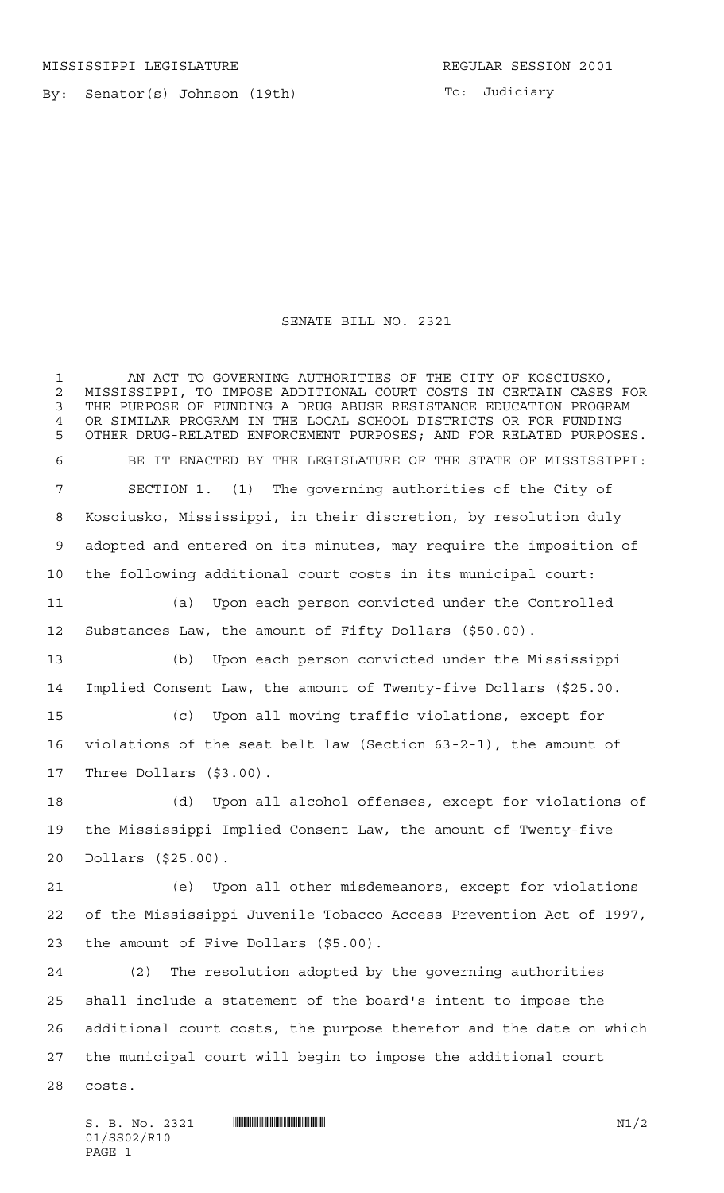MISSISSIPPI LEGISLATURE REGULAR SESSION 2001

By: Senator(s) Johnson (19th)

To: Judiciary

# SENATE BILL NO. 2321

AN ACT TO GOVERNING AUTHORITIES OF THE CITY OF KOSCIUSKO, MISSISSIPPI, TO IMPOSE ADDITIONAL COURT COSTS IN CERTAIN CASES FOR THE PURPOSE OF FUNDING A DRUG ABUSE RESISTANCE EDUCATION PROGRAM OR SIMILAR PROGRAM IN THE LOCAL SCHOOL DISTRICTS OR FOR FUNDING OTHER DRUG-RELATED ENFORCEMENT PURPOSES; AND FOR RELATED PURPOSES.

BE IT ENACTED BY THE LEGISLATURE OF THE STATE OF MISSISSIPPI:

SECTION 1. (1) The governing authorities of the City of Kosciusko, Mississippi, in their discretion, by resolution duly adopted and entered on its minutes, may require the imposition of the following additional court costs in its municipal court:

(a) Upon each person convicted under the Controlled Substances Law, the amount of Fifty Dollars ($50.00).

(b) Upon each person convicted under the Mississippi Implied Consent Law, the amount of Twenty-five Dollars ($25.00.

(c) Upon all moving traffic violations, except for violations of the seat belt law (Section 63-2-1), the amount of Three Dollars ($3.00).

(d) Upon all alcohol offenses, except for violations of the Mississippi Implied Consent Law, the amount of Twenty-five Dollars ($25.00).

(e) Upon all other misdemeanors, except for violations of the Mississippi Juvenile Tobacco Access Prevention Act of 1997, the amount of Five Dollars ($5.00).

(2) The resolution adopted by the governing authorities shall include a statement of the board's intent to impose the additional court costs, the purpose therefor and the date on which the municipal court will begin to impose the additional court costs.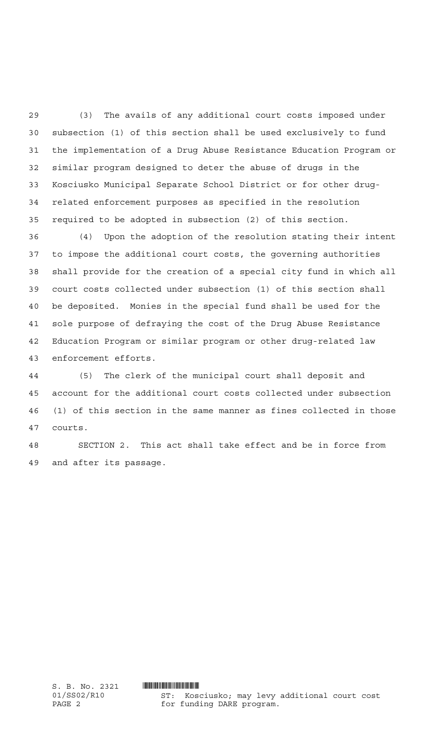(3) The avails of any additional court costs imposed under subsection (1) of this section shall be used exclusively to fund the implementation of a Drug Abuse Resistance Education Program or similar program designed to deter the abuse of drugs in the Kosciusko Municipal Separate School District or for other drug-related enforcement purposes as specified in the resolution required to be adopted in subsection (2) of this section.

(4) Upon the adoption of the resolution stating their intent to impose the additional court costs, the governing authorities shall provide for the creation of a special city fund in which all court costs collected under subsection (1) of this section shall be deposited. Monies in the special fund shall be used for the sole purpose of defraying the cost of the Drug Abuse Resistance Education Program or similar program or other drug-related law enforcement efforts.

(5) The clerk of the municipal court shall deposit and account for the additional court costs collected under subsection (1) of this section in the same manner as fines collected in those courts.

SECTION 2. This act shall take effect and be in force from and after its passage.

S. B. No. 2321
01/SS02/R10
ST: Kosciusko; may levy additional court cost for funding DARE program.